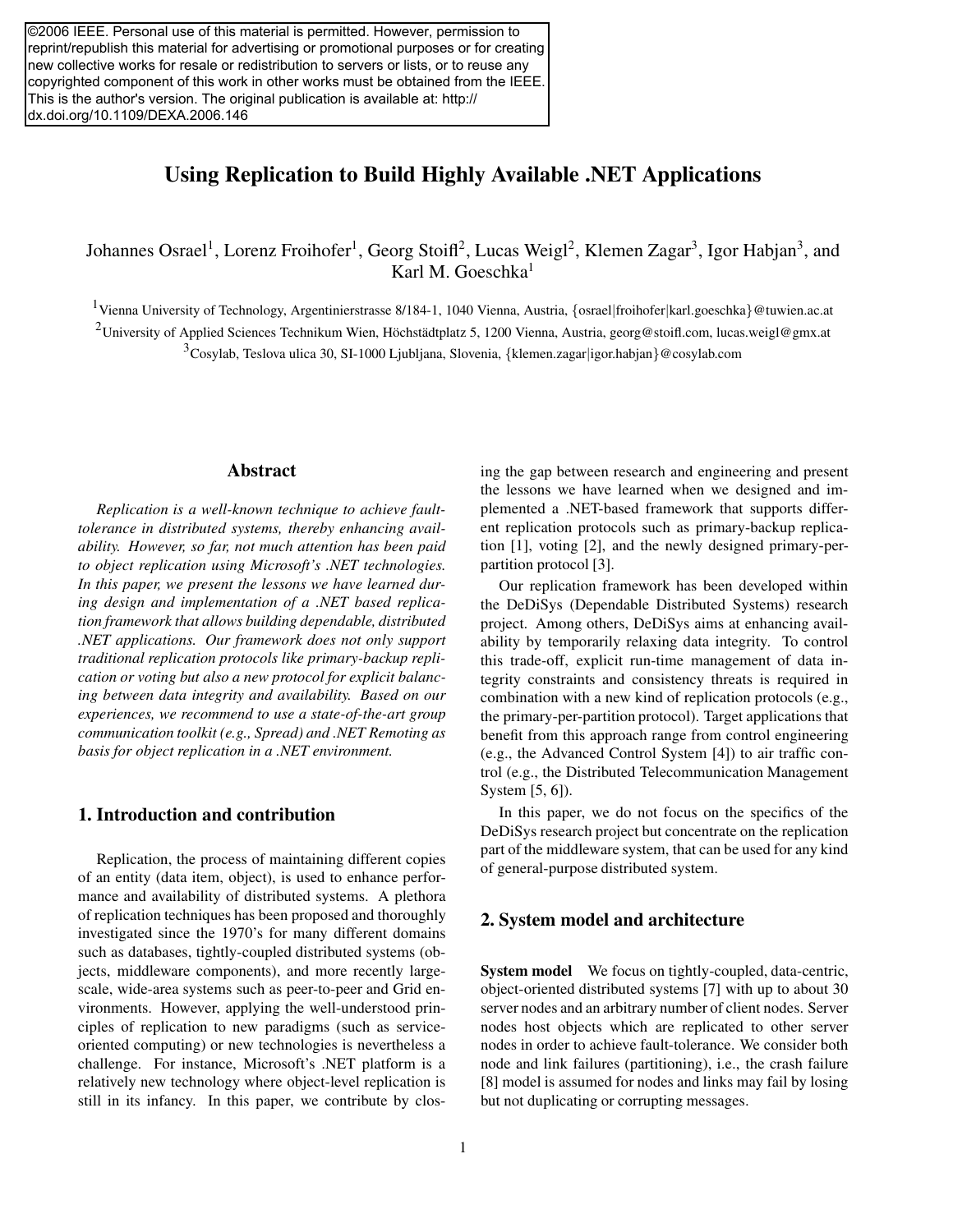©2006 IEEE. Personal use of this material is permitted. However, permission to reprint/republish this material for advertising or promotional purposes or for creating new collective works for resale or redistribution to servers or lists, or to reuse any copyrighted component of this work in other works must be obtained from the IEEE. This is the author's version. The original publication is available at: http://dx.doi.org/10.1109/DEXA.2006.146

# Using Replication to Build Highly Available .NET Applications

Johannes Osrael[1], Lorenz Froihofer[1], Georg Stoifl[2], Lucas Weigl[2], Klemen Zagar[3], Igor Habjan[3], and Karl M. Goeschka[1]

[1]Vienna University of Technology, Argentinierstrasse 8/184-1, 1040 Vienna, Austria, {osrael|froihofer|karl.goeschka}@tuwien.ac.at

[2]University of Applied Sciences Technikum Wien, Höchstädtplatz 5, 1200 Vienna, Austria, georg@stoifl.com, lucas.weigl@gmx.at

[3]Cosylab, Teslova ulica 30, SI-1000 Ljubljana, Slovenia, {klemen.zagar|igor.habjan}@cosylab.com

## Abstract

*Replication is a well-known technique to achieve fault-tolerance in distributed systems, thereby enhancing availability. However, so far, not much attention has been paid to object replication using Microsoft's .NET technologies. In this paper, we present the lessons we have learned during design and implementation of a .NET based replication framework that allows building dependable, distributed .NET applications. Our framework does not only support traditional replication protocols like primary-backup replication or voting but also a new protocol for explicit balancing between data integrity and availability. Based on our experiences, we recommend to use a state-of-the-art group communication toolkit (e.g., Spread) and .NET Remoting as basis for object replication in a .NET environment.*

## 1. Introduction and contribution

Replication, the process of maintaining different copies of an entity (data item, object), is used to enhance performance and availability of distributed systems. A plethora of replication techniques has been proposed and thoroughly investigated since the 1970's for many different domains such as databases, tightly-coupled distributed systems (objects, middleware components), and more recently large-scale, wide-area systems such as peer-to-peer and Grid environments. However, applying the well-understood principles of replication to new paradigms (such as service-oriented computing) or new technologies is nevertheless a challenge. For instance, Microsoft's .NET platform is a relatively new technology where object-level replication is still in its infancy. In this paper, we contribute by closing the gap between research and engineering and present the lessons we have learned when we designed and implemented a .NET-based framework that supports different replication protocols such as primary-backup replication [1], voting [2], and the newly designed primary-per-partition protocol [3].

Our replication framework has been developed within the DeDiSys (Dependable Distributed Systems) research project. Among others, DeDiSys aims at enhancing availability by temporarily relaxing data integrity. To control this trade-off, explicit run-time management of data integrity constraints and consistency threats is required in combination with a new kind of replication protocols (e.g., the primary-per-partition protocol). Target applications that benefit from this approach range from control engineering (e.g., the Advanced Control System [4]) to air traffic control (e.g., the Distributed Telecommunication Management System [5, 6]).

In this paper, we do not focus on the specifics of the DeDiSys research project but concentrate on the replication part of the middleware system, that can be used for any kind of general-purpose distributed system.

## 2. System model and architecture

**System model** We focus on tightly-coupled, data-centric, object-oriented distributed systems [7] with up to about 30 server nodes and an arbitrary number of client nodes. Server nodes host objects which are replicated to other server nodes in order to achieve fault-tolerance. We consider both node and link failures (partitioning), i.e., the crash failure [8] model is assumed for nodes and links may fail by losing but not duplicating or corrupting messages.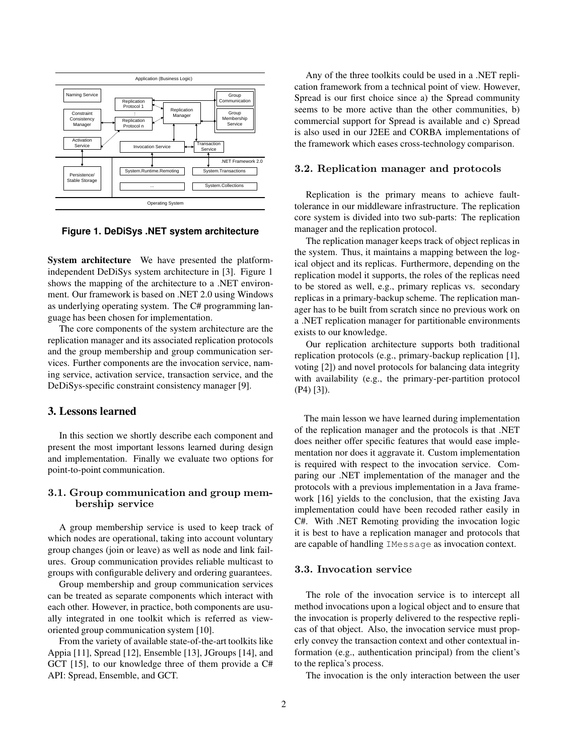**Figure 1. DeDiSys .NET system architecture**

**System architecture** We have presented the platform-independent DeDiSys system architecture in [3]. Figure 1 shows the mapping of the architecture to a .NET environment. Our framework is based on .NET 2.0 using Windows as underlying operating system. The C# programming language has been chosen for implementation.

The core components of the system architecture are the replication manager and its associated replication protocols and the group membership and group communication services. Further components are the invocation service, naming service, activation service, transaction service, and the DeDiSys-specific constraint consistency manager [9].

## 3. Lessons learned

In this section we shortly describe each component and present the most important lessons learned during design and implementation. Finally we evaluate two options for point-to-point communication.

### 3.1. Group communication and group membership service

A group membership service is used to keep track of which nodes are operational, taking into account voluntary group changes (join or leave) as well as node and link failures. Group communication provides reliable multicast to groups with configurable delivery and ordering guarantees.

Group membership and group communication services can be treated as separate components which interact with each other. However, in practice, both components are usually integrated in one toolkit which is referred as view-oriented group communication system [10].

From the variety of available state-of-the-art toolkits like Appia [11], Spread [12], Ensemble [13], JGroups [14], and GCT [15], to our knowledge three of them provide a C# API: Spread, Ensemble, and GCT.

Any of the three toolkits could be used in a .NET replication framework from a technical point of view. However, Spread is our first choice since a) the Spread community seems to be more active than the other communities, b) commercial support for Spread is available and c) Spread is also used in our J2EE and CORBA implementations of the framework which eases cross-technology comparison.

### 3.2. Replication manager and protocols

Replication is the primary means to achieve fault-tolerance in our middleware infrastructure. The replication core system is divided into two sub-parts: The replication manager and the replication protocol.

The replication manager keeps track of object replicas in the system. Thus, it maintains a mapping between the logical object and its replicas. Furthermore, depending on the replication model it supports, the roles of the replicas need to be stored as well, e.g., primary replicas vs. secondary replicas in a primary-backup scheme. The replication manager has to be built from scratch since no previous work on a .NET replication manager for partitionable environments exists to our knowledge.

Our replication architecture supports both traditional replication protocols (e.g., primary-backup replication [1], voting [2]) and novel protocols for balancing data integrity with availability (e.g., the primary-per-partition protocol (P4) [3]).

The main lesson we have learned during implementation of the replication manager and the protocols is that .NET does neither offer specific features that would ease implementation nor does it aggravate it. Custom implementation is required with respect to the invocation service. Comparing our .NET implementation of the manager and the protocols with a previous implementation in a Java framework [16] yields to the conclusion, that the existing Java implementation could have been recoded rather easily in C#. With .NET Remoting providing the invocation logic it is best to have a replication manager and protocols that are capable of handling `IMessage` as invocation context.

### 3.3. Invocation service

The role of the invocation service is to intercept all method invocations upon a logical object and to ensure that the invocation is properly delivered to the respective replicas of that object. Also, the invocation service must properly convey the transaction context and other contextual information (e.g., authentication principal) from the client's to the replica's process.

The invocation is the only interaction between the user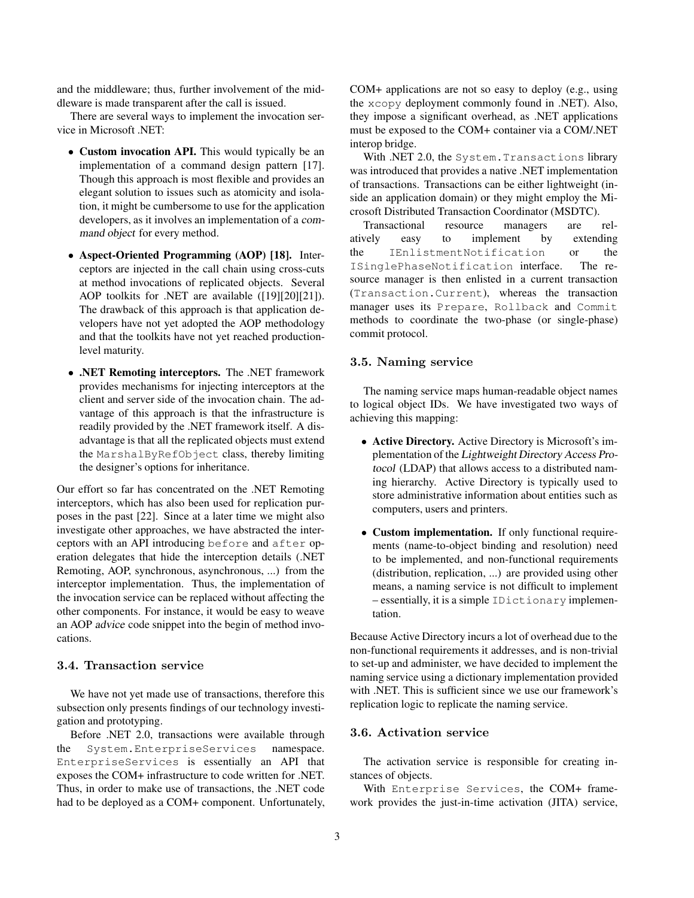and the middleware; thus, further involvement of the middleware is made transparent after the call is issued.

There are several ways to implement the invocation service in Microsoft .NET:

- **Custom invocation API.** This would typically be an implementation of a command design pattern [17]. Though this approach is most flexible and provides an elegant solution to issues such as atomicity and isolation, it might be cumbersome to use for the application developers, as it involves an implementation of a *command object* for every method.
- **Aspect-Oriented Programming (AOP) [18].** Interceptors are injected in the call chain using cross-cuts at method invocations of replicated objects. Several AOP toolkits for .NET are available ([19][20][21]). The drawback of this approach is that application developers have not yet adopted the AOP methodology and that the toolkits have not yet reached production-level maturity.
- **.NET Remoting interceptors.** The .NET framework provides mechanisms for injecting interceptors at the client and server side of the invocation chain. The advantage of this approach is that the infrastructure is readily provided by the .NET framework itself. A disadvantage is that all the replicated objects must extend the `MarshalByRefObject` class, thereby limiting the designer's options for inheritance.

Our effort so far has concentrated on the .NET Remoting interceptors, which has also been used for replication purposes in the past [22]. Since at a later time we might also investigate other approaches, we have abstracted the interceptors with an API introducing `before` and `after` operation delegates that hide the interception details (.NET Remoting, AOP, synchronous, asynchronous, ...) from the interceptor implementation. Thus, the implementation of the invocation service can be replaced without affecting the other components. For instance, it would be easy to weave an AOP *advice* code snippet into the begin of method invocations.

### 3.4. Transaction service

We have not yet made use of transactions, therefore this subsection only presents findings of our technology investigation and prototyping.

Before .NET 2.0, transactions were available through the `System.EnterpriseServices` namespace. `EnterpriseServices` is essentially an API that exposes the COM+ infrastructure to code written for .NET. Thus, in order to make use of transactions, the .NET code had to be deployed as a COM+ component. Unfortunately, COM+ applications are not so easy to deploy (e.g., using the `xcopy` deployment commonly found in .NET). Also, they impose a significant overhead, as .NET applications must be exposed to the COM+ container via a COM/.NET interop bridge.

With .NET 2.0, the `System.Transactions` library was introduced that provides a native .NET implementation of transactions. Transactions can be either lightweight (inside an application domain) or they might employ the Microsoft Distributed Transaction Coordinator (MSDTC).

Transactional resource managers are relatively easy to implement by extending the `IEnlistmentNotification` or the `ISinglePhaseNotification` interface. The resource manager is then enlisted in a current transaction (`Transaction.Current`), whereas the transaction manager uses its `Prepare`, `Rollback` and `Commit` methods to coordinate the two-phase (or single-phase) commit protocol.

### 3.5. Naming service

The naming service maps human-readable object names to logical object IDs. We have investigated two ways of achieving this mapping:

- **Active Directory.** Active Directory is Microsoft's implementation of the *Lightweight Directory Access Protocol* (LDAP) that allows access to a distributed naming hierarchy. Active Directory is typically used to store administrative information about entities such as computers, users and printers.
- **Custom implementation.** If only functional requirements (name-to-object binding and resolution) need to be implemented, and non-functional requirements (distribution, replication, ...) are provided using other means, a naming service is not difficult to implement – essentially, it is a simple `IDictionary` implementation.

Because Active Directory incurs a lot of overhead due to the non-functional requirements it addresses, and is non-trivial to set-up and administer, we have decided to implement the naming service using a dictionary implementation provided with .NET. This is sufficient since we use our framework's replication logic to replicate the naming service.

### 3.6. Activation service

The activation service is responsible for creating instances of objects.

With `Enterprise Services`, the COM+ framework provides the just-in-time activation (JITA) service,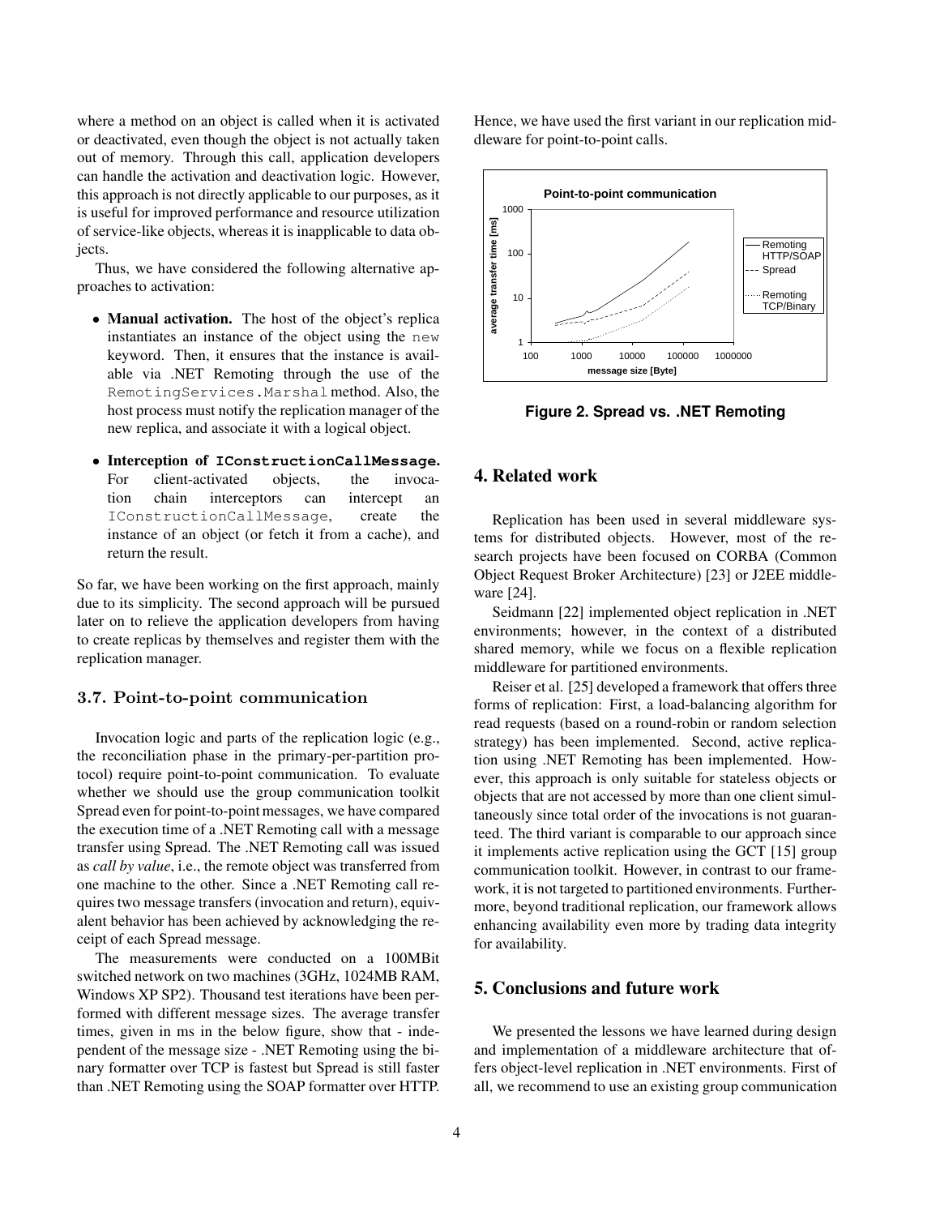where a method on an object is called when it is activated or deactivated, even though the object is not actually taken out of memory. Through this call, application developers can handle the activation and deactivation logic. However, this approach is not directly applicable to our purposes, as it is useful for improved performance and resource utilization of service-like objects, whereas it is inapplicable to data objects.

Thus, we have considered the following alternative approaches to activation:

- **Manual activation.** The host of the object's replica instantiates an instance of the object using the `new` keyword. Then, it ensures that the instance is available via .NET Remoting through the use of the `RemotingServices.Marshal` method. Also, the host process must notify the replication manager of the new replica, and associate it with a logical object.
- **Interception of `IConstructionCallMessage`.** For client-activated objects, the invocation chain interceptors can intercept an `IConstructionCallMessage`, create the instance of an object (or fetch it from a cache), and return the result.

So far, we have been working on the first approach, mainly due to its simplicity. The second approach will be pursued later on to relieve the application developers from having to create replicas by themselves and register them with the replication manager.

### 3.7. Point-to-point communication

Invocation logic and parts of the replication logic (e.g., the reconciliation phase in the primary-per-partition protocol) require point-to-point communication. To evaluate whether we should use the group communication toolkit Spread even for point-to-point messages, we have compared the execution time of a .NET Remoting call with a message transfer using Spread. The .NET Remoting call was issued as *call by value*, i.e., the remote object was transferred from one machine to the other. Since a .NET Remoting call requires two message transfers (invocation and return), equivalent behavior has been achieved by acknowledging the receipt of each Spread message.

The measurements were conducted on a 100MBit switched network on two machines (3GHz, 1024MB RAM, Windows XP SP2). Thousand test iterations have been performed with different message sizes. The average transfer times, given in ms in the below figure, show that - independent of the message size - .NET Remoting using the binary formatter over TCP is fastest but Spread is still faster than .NET Remoting using the SOAP formatter over HTTP. Hence, we have used the first variant in our replication middleware for point-to-point calls.

**Figure 2. Spread vs. .NET Remoting**

## 4. Related work

Replication has been used in several middleware systems for distributed objects. However, most of the research projects have been focused on CORBA (Common Object Request Broker Architecture) [23] or J2EE middleware [24].

Seidmann [22] implemented object replication in .NET environments; however, in the context of a distributed shared memory, while we focus on a flexible replication middleware for partitioned environments.

Reiser et al. [25] developed a framework that offers three forms of replication: First, a load-balancing algorithm for read requests (based on a round-robin or random selection strategy) has been implemented. Second, active replication using .NET Remoting has been implemented. However, this approach is only suitable for stateless objects or objects that are not accessed by more than one client simultaneously since total order of the invocations is not guaranteed. The third variant is comparable to our approach since it implements active replication using the GCT [15] group communication toolkit. However, in contrast to our framework, it is not targeted to partitioned environments. Furthermore, beyond traditional replication, our framework allows enhancing availability even more by trading data integrity for availability.

## 5. Conclusions and future work

We presented the lessons we have learned during design and implementation of a middleware architecture that offers object-level replication in .NET environments. First of all, we recommend to use an existing group communication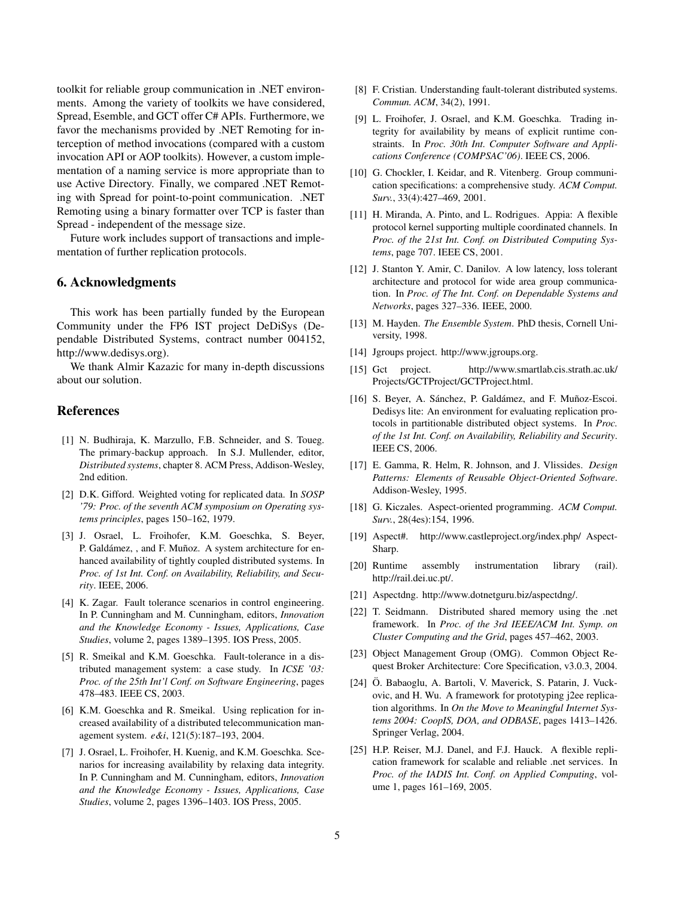toolkit for reliable group communication in .NET environments. Among the variety of toolkits we have considered, Spread, Esemble, and GCT offer C# APIs. Furthermore, we favor the mechanisms provided by .NET Remoting for interception of method invocations (compared with a custom invocation API or AOP toolkits). However, a custom implementation of a naming service is more appropriate than to use Active Directory. Finally, we compared .NET Remoting with Spread for point-to-point communication. .NET Remoting using a binary formatter over TCP is faster than Spread - independent of the message size.

Future work includes support of transactions and implementation of further replication protocols.

## 6. Acknowledgments

This work has been partially funded by the European Community under the FP6 IST project DeDiSys (Dependable Distributed Systems, contract number 004152, http://www.dedisys.org).

We thank Almir Kazazic for many in-depth discussions about our solution.

## References

[1] N. Budhiraja, K. Marzullo, F.B. Schneider, and S. Toueg. The primary-backup approach. In S.J. Mullender, editor, *Distributed systems*, chapter 8. ACM Press, Addison-Wesley, 2nd edition.

[2] D.K. Gifford. Weighted voting for replicated data. In *SOSP '79: Proc. of the seventh ACM symposium on Operating systems principles*, pages 150–162, 1979.

[3] J. Osrael, L. Froihofer, K.M. Goeschka, S. Beyer, P. Galdámez, , and F. Muñoz. A system architecture for enhanced availability of tightly coupled distributed systems. In *Proc. of 1st Int. Conf. on Availability, Reliability, and Security*. IEEE, 2006.

[4] K. Zagar. Fault tolerance scenarios in control engineering. In P. Cunningham and M. Cunningham, editors, *Innovation and the Knowledge Economy - Issues, Applications, Case Studies*, volume 2, pages 1389–1395. IOS Press, 2005.

[5] R. Smeikal and K.M. Goeschka. Fault-tolerance in a distributed management system: a case study. In *ICSE '03: Proc. of the 25th Int'l Conf. on Software Engineering*, pages 478–483. IEEE CS, 2003.

[6] K.M. Goeschka and R. Smeikal. Using replication for increased availability of a distributed telecommunication management system. *e&i*, 121(5):187–193, 2004.

[7] J. Osrael, L. Froihofer, H. Kuenig, and K.M. Goeschka. Scenarios for increasing availability by relaxing data integrity. In P. Cunningham and M. Cunningham, editors, *Innovation and the Knowledge Economy - Issues, Applications, Case Studies*, volume 2, pages 1396–1403. IOS Press, 2005.

[8] F. Cristian. Understanding fault-tolerant distributed systems. *Commun. ACM*, 34(2), 1991.

[9] L. Froihofer, J. Osrael, and K.M. Goeschka. Trading integrity for availability by means of explicit runtime constraints. In *Proc. 30th Int. Computer Software and Applications Conference (COMPSAC'06)*. IEEE CS, 2006.

[10] G. Chockler, I. Keidar, and R. Vitenberg. Group communication specifications: a comprehensive study. *ACM Comput. Surv.*, 33(4):427–469, 2001.

[11] H. Miranda, A. Pinto, and L. Rodrigues. Appia: A flexible protocol kernel supporting multiple coordinated channels. In *Proc. of the 21st Int. Conf. on Distributed Computing Systems*, page 707. IEEE CS, 2001.

[12] J. Stanton Y. Amir, C. Danilov. A low latency, loss tolerant architecture and protocol for wide area group communication. In *Proc. of The Int. Conf. on Dependable Systems and Networks*, pages 327–336. IEEE, 2000.

[13] M. Hayden. *The Ensemble System*. PhD thesis, Cornell University, 1998.

[14] Jgroups project. http://www.jgroups.org.

[15] Gct project. http://www.smartlab.cis.strath.ac.uk/Projects/GCTProject/GCTProject.html.

[16] S. Beyer, A. Sánchez, P. Galdámez, and F. Muñoz-Escoi. Dedisys lite: An environment for evaluating replication protocols in partitionable distributed object systems. In *Proc. of the 1st Int. Conf. on Availability, Reliability and Security*. IEEE CS, 2006.

[17] E. Gamma, R. Helm, R. Johnson, and J. Vlissides. *Design Patterns: Elements of Reusable Object-Oriented Software*. Addison-Wesley, 1995.

[18] G. Kiczales. Aspect-oriented programming. *ACM Comput. Surv.*, 28(4es):154, 1996.

[19] Aspect#. http://www.castleproject.org/index.php/ Aspect-Sharp.

[20] Runtime assembly instrumentation library (rail). http://rail.dei.uc.pt/.

[21] Aspectdng. http://www.dotnetguru.biz/aspectdng/.

[22] T. Seidmann. Distributed shared memory using the .net framework. In *Proc. of the 3rd IEEE/ACM Int. Symp. on Cluster Computing and the Grid*, pages 457–462, 2003.

[23] Object Management Group (OMG). Common Object Request Broker Architecture: Core Specification, v3.0.3, 2004.

[24] Ö. Babaoglu, A. Bartoli, V. Maverick, S. Patarin, J. Vuckovic, and H. Wu. A framework for prototyping j2ee replication algorithms. In *On the Move to Meaningful Internet Systems 2004: CoopIS, DOA, and ODBASE*, pages 1413–1426. Springer Verlag, 2004.

[25] H.P. Reiser, M.J. Danel, and F.J. Hauck. A flexible replication framework for scalable and reliable .net services. In *Proc. of the IADIS Int. Conf. on Applied Computing*, volume 1, pages 161–169, 2005.